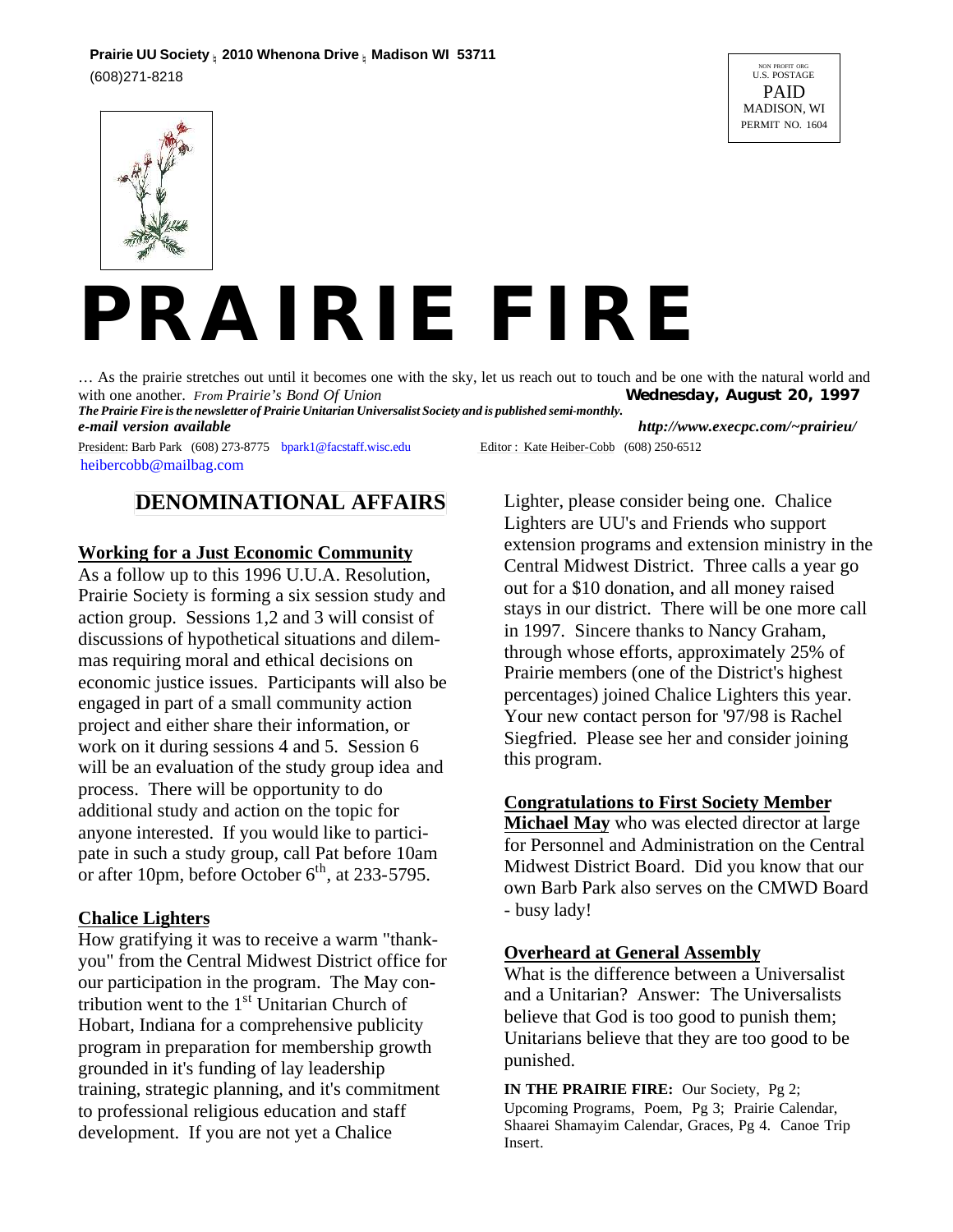**Prairie UU Society • 2010 Whenona Drive • Madison WI 53711**
(608)271-8218

NON PROFIT ORG
U.S. POSTAGE
PAID
MADISON, WI
PERMIT NO. 1604

# PRAIRIE FIRE

… As the prairie stretches out until it becomes one with the sky, let us reach out to touch and be one with the natural world and with one another. *From Prairie's Bond Of Union*

**Wednesday, August 20, 1997**

***The Prairie Fire is the newsletter of Prairie Unitarian Universalist Society and is published semi-monthly.***

***e-mail version available***

***http://www.execpc.com/~prairieu/***

President: Barb Park (608) 273-8775 bpark1@facstaff.wisc.edu

Editor : Kate Heiber-Cobb (608) 250-6512 heibercobb@mailbag.com

## DENOMINATIONAL AFFAIRS

### Working for a Just Economic Community

As a follow up to this 1996 U.U.A. Resolution, Prairie Society is forming a six session study and action group. Sessions 1,2 and 3 will consist of discussions of hypothetical situations and dilemmas requiring moral and ethical decisions on economic justice issues. Participants will also be engaged in part of a small community action project and either share their information, or work on it during sessions 4 and 5. Session 6 will be an evaluation of the study group idea and process. There will be opportunity to do additional study and action on the topic for anyone interested. If you would like to participate in such a study group, call Pat before 10am or after 10pm, before October 6th, at 233-5795.

### Chalice Lighters

How gratifying it was to receive a warm "thank-you" from the Central Midwest District office for our participation in the program. The May contribution went to the 1st Unitarian Church of Hobart, Indiana for a comprehensive publicity program in preparation for membership growth grounded in it's funding of lay leadership training, strategic planning, and it's commitment to professional religious education and staff development. If you are not yet a Chalice Lighter, please consider being one. Chalice Lighters are UU's and Friends who support extension programs and extension ministry in the Central Midwest District. Three calls a year go out for a $10 donation, and all money raised stays in our district. There will be one more call in 1997. Sincere thanks to Nancy Graham, through whose efforts, approximately 25% of Prairie members (one of the District's highest percentages) joined Chalice Lighters this year. Your new contact person for '97/98 is Rachel Siegfried. Please see her and consider joining this program.

### Congratulations to First Society Member

**Michael May** who was elected director at large for Personnel and Administration on the Central Midwest District Board. Did you know that our own Barb Park also serves on the CMWD Board - busy lady!

### Overheard at General Assembly

What is the difference between a Universalist and a Unitarian? Answer: The Universalists believe that God is too good to punish them; Unitarians believe that they are too good to be punished.

**IN THE PRAIRIE FIRE:** Our Society, Pg 2; Upcoming Programs, Poem, Pg 3; Prairie Calendar, Shaarei Shamayim Calendar, Graces, Pg 4. Canoe Trip Insert.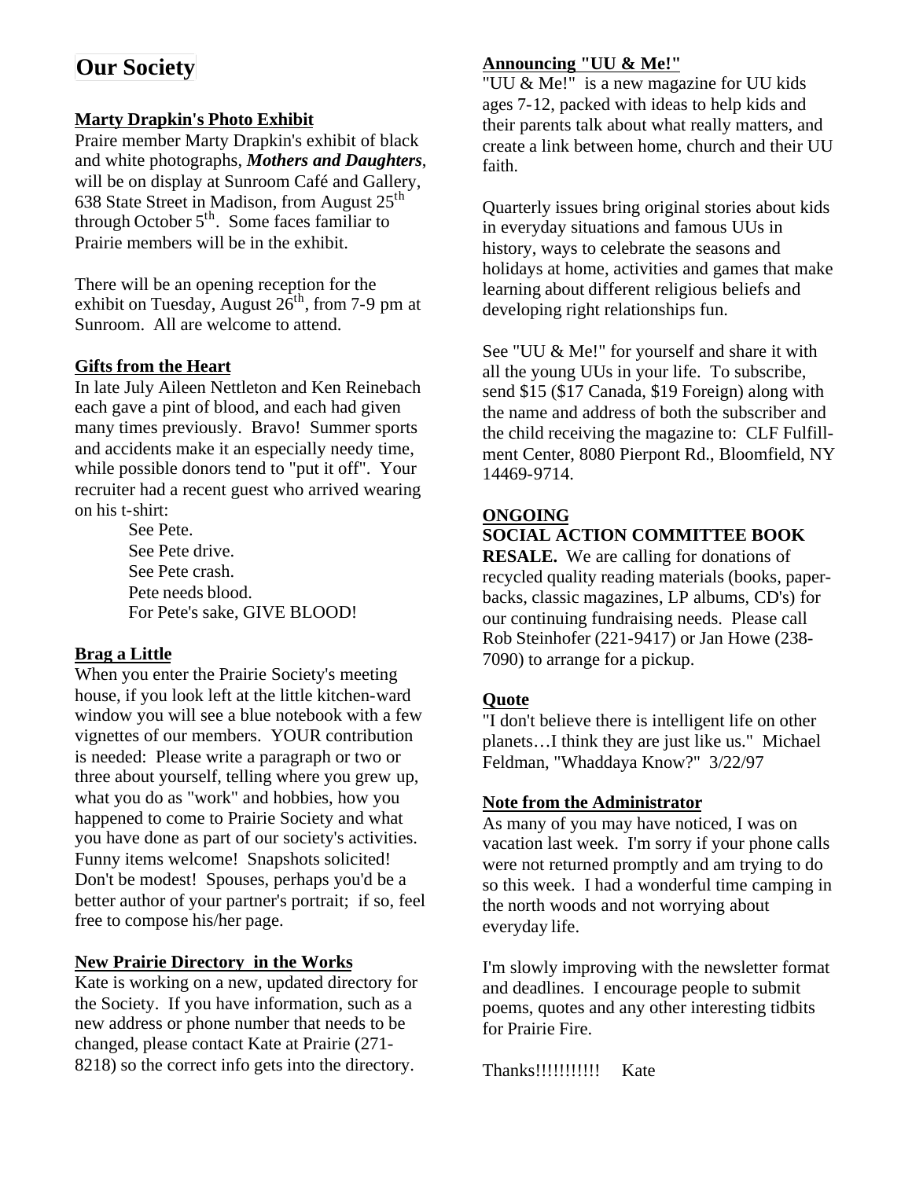# Our Society

**Marty Drapkin's Photo Exhibit**

Praire member Marty Drapkin's exhibit of black and white photographs, ***Mothers and Daughters***, will be on display at Sunroom Café and Gallery, 638 State Street in Madison, from August 25th through October 5th. Some faces familiar to Prairie members will be in the exhibit.

There will be an opening reception for the exhibit on Tuesday, August 26th, from 7-9 pm at Sunroom. All are welcome to attend.

**Gifts from the Heart**

In late July Aileen Nettleton and Ken Reinebach each gave a pint of blood, and each had given many times previously. Bravo! Summer sports and accidents make it an especially needy time, while possible donors tend to "put it off". Your recruiter had a recent guest who arrived wearing on his t-shirt:

See Pete.
See Pete drive.
See Pete crash.
Pete needs blood.
For Pete's sake, GIVE BLOOD!

**Brag a Little**

When you enter the Prairie Society's meeting house, if you look left at the little kitchen-ward window you will see a blue notebook with a few vignettes of our members. YOUR contribution is needed: Please write a paragraph or two or three about yourself, telling where you grew up, what you do as "work" and hobbies, how you happened to come to Prairie Society and what you have done as part of our society's activities. Funny items welcome! Snapshots solicited! Don't be modest! Spouses, perhaps you'd be a better author of your partner's portrait; if so, feel free to compose his/her page.

**New Prairie Directory in the Works**

Kate is working on a new, updated directory for the Society. If you have information, such as a new address or phone number that needs to be changed, please contact Kate at Prairie (271-8218) so the correct info gets into the directory.

**Announcing "UU & Me!"**

"UU & Me!" is a new magazine for UU kids ages 7-12, packed with ideas to help kids and their parents talk about what really matters, and create a link between home, church and their UU faith.

Quarterly issues bring original stories about kids in everyday situations and famous UUs in history, ways to celebrate the seasons and holidays at home, activities and games that make learning about different religious beliefs and developing right relationships fun.

See "UU & Me!" for yourself and share it with all the young UUs in your life. To subscribe, send $15 ($17 Canada, $19 Foreign) along with the name and address of both the subscriber and the child receiving the magazine to: CLF Fulfillment Center, 8080 Pierpont Rd., Bloomfield, NY 14469-9714.

**ONGOING**

**SOCIAL ACTION COMMITTEE BOOK RESALE.** We are calling for donations of recycled quality reading materials (books, paperbacks, classic magazines, LP albums, CD's) for our continuing fundraising needs. Please call Rob Steinhofer (221-9417) or Jan Howe (238-7090) to arrange for a pickup.

**Quote**

"I don't believe there is intelligent life on other planets…I think they are just like us." Michael Feldman, "Whaddaya Know?" 3/22/97

**Note from the Administrator**

As many of you may have noticed, I was on vacation last week. I'm sorry if your phone calls were not returned promptly and am trying to do so this week. I had a wonderful time camping in the north woods and not worrying about everyday life.

I'm slowly improving with the newsletter format and deadlines. I encourage people to submit poems, quotes and any other interesting tidbits for Prairie Fire.

Thanks!!!!!!!!!! Kate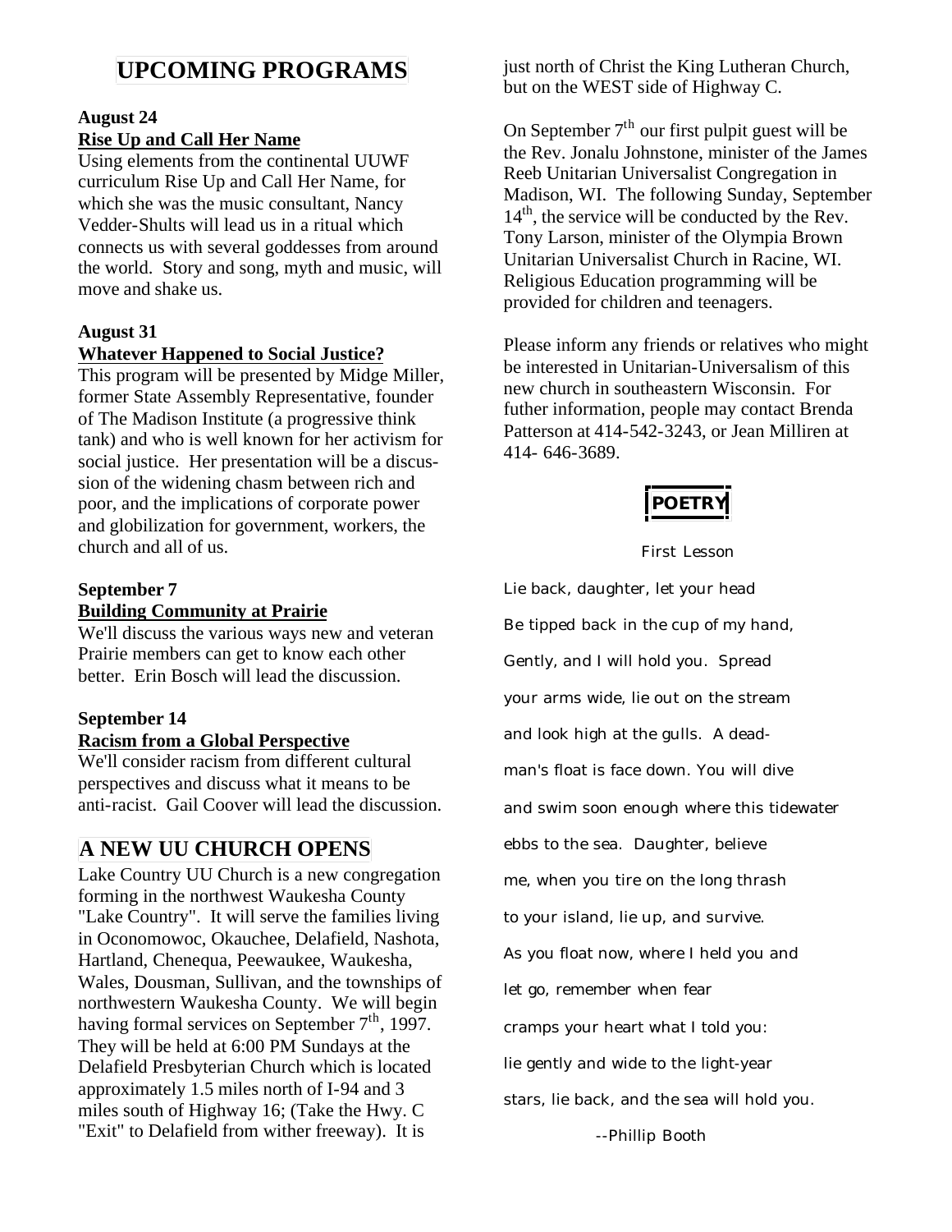# UPCOMING PROGRAMS

**August 24**
**Rise Up and Call Her Name**

Using elements from the continental UUWF curriculum Rise Up and Call Her Name, for which she was the music consultant, Nancy Vedder-Shults will lead us in a ritual which connects us with several goddesses from around the world. Story and song, myth and music, will move and shake us.

**August 31**
**Whatever Happened to Social Justice?**

This program will be presented by Midge Miller, former State Assembly Representative, founder of The Madison Institute (a progressive think tank) and who is well known for her activism for social justice. Her presentation will be a discussion of the widening chasm between rich and poor, and the implications of corporate power and globilization for government, workers, the church and all of us.

**September 7**
**Building Community at Prairie**

We'll discuss the various ways new and veteran Prairie members can get to know each other better. Erin Bosch will lead the discussion.

**September 14**
**Racism from a Global Perspective**

We'll consider racism from different cultural perspectives and discuss what it means to be anti-racist. Gail Coover will lead the discussion.

# A NEW UU CHURCH OPENS

Lake Country UU Church is a new congregation forming in the northwest Waukesha County "Lake Country". It will serve the families living in Oconomowoc, Okauchee, Delafield, Nashota, Hartland, Chenequa, Peewaukee, Waukesha, Wales, Dousman, Sullivan, and the townships of northwestern Waukesha County. We will begin having formal services on September 7th, 1997. They will be held at 6:00 PM Sundays at the Delafield Presbyterian Church which is located approximately 1.5 miles north of I-94 and 3 miles south of Highway 16; (Take the Hwy. C "Exit" to Delafield from wither freeway). It is just north of Christ the King Lutheran Church, but on the WEST side of Highway C.

On September 7th our first pulpit guest will be the Rev. Jonalu Johnstone, minister of the James Reeb Unitarian Universalist Congregation in Madison, WI. The following Sunday, September 14th, the service will be conducted by the Rev. Tony Larson, minister of the Olympia Brown Unitarian Universalist Church in Racine, WI. Religious Education programming will be provided for children and teenagers.

Please inform any friends or relatives who might be interested in Unitarian-Universalism of this new church in southeastern Wisconsin. For futher information, people may contact Brenda Patterson at 414-542-3243, or Jean Milliren at 414- 646-3689.

# POETRY

First Lesson

Lie back, daughter, let your head
Be tipped back in the cup of my hand,
Gently, and I will hold you. Spread
your arms wide, lie out on the stream
and look high at the gulls. A dead-
man's float is face down. You will dive
and swim soon enough where this tidewater
ebbs to the sea. Daughter, believe
me, when you tire on the long thrash
to your island, lie up, and survive.
As you float now, where I held you and
let go, remember when fear
cramps your heart what I told you:
lie gently and wide to the light-year
stars, lie back, and the sea will hold you.

--Phillip Booth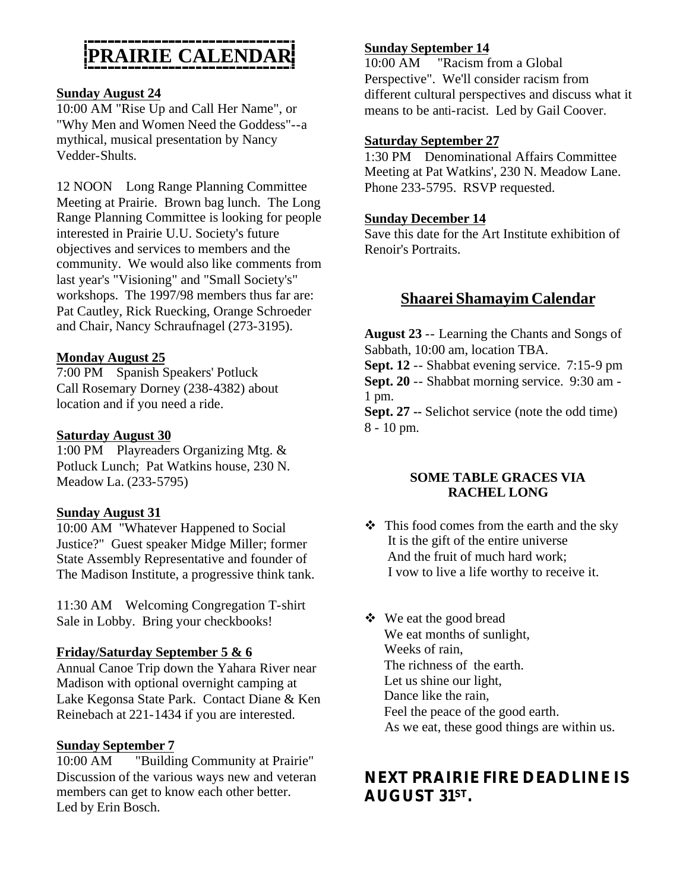# PRAIRIE CALENDAR

**Sunday August 24**

10:00 AM "Rise Up and Call Her Name", or "Why Men and Women Need the Goddess"--a mythical, musical presentation by Nancy Vedder-Shults.

12 NOON Long Range Planning Committee Meeting at Prairie. Brown bag lunch. The Long Range Planning Committee is looking for people interested in Prairie U.U. Society's future objectives and services to members and the community. We would also like comments from last year's "Visioning" and "Small Society's" workshops. The 1997/98 members thus far are: Pat Cautley, Rick Ruecking, Orange Schroeder and Chair, Nancy Schraufnagel (273-3195).

**Monday August 25**

7:00 PM Spanish Speakers' Potluck
Call Rosemary Dorney (238-4382) about location and if you need a ride.

**Saturday August 30**

1:00 PM Playreaders Organizing Mtg. & Potluck Lunch; Pat Watkins house, 230 N. Meadow La. (233-5795)

**Sunday August 31**

10:00 AM "Whatever Happened to Social Justice?" Guest speaker Midge Miller; former State Assembly Representative and founder of The Madison Institute, a progressive think tank.

11:30 AM Welcoming Congregation T-shirt Sale in Lobby. Bring your checkbooks!

**Friday/Saturday September 5 & 6**

Annual Canoe Trip down the Yahara River near Madison with optional overnight camping at Lake Kegonsa State Park. Contact Diane & Ken Reinebach at 221-1434 if you are interested.

**Sunday September 7**

10:00 AM "Building Community at Prairie" Discussion of the various ways new and veteran members can get to know each other better. Led by Erin Bosch.

**Sunday September 14**

10:00 AM "Racism from a Global Perspective". We'll consider racism from different cultural perspectives and discuss what it means to be anti-racist. Led by Gail Coover.

**Saturday September 27**

1:30 PM Denominational Affairs Committee Meeting at Pat Watkins', 230 N. Meadow Lane. Phone 233-5795. RSVP requested.

**Sunday December 14**

Save this date for the Art Institute exhibition of Renoir's Portraits.

## Shaarei Shamayim Calendar

**August 23** -- Learning the Chants and Songs of Sabbath, 10:00 am, location TBA.
**Sept. 12** -- Shabbat evening service. 7:15-9 pm
**Sept. 20** -- Shabbat morning service. 9:30 am - 1 pm.
**Sept. 27** -- Selichot service (note the odd time) 8 - 10 pm.

### SOME TABLE GRACES VIA RACHEL LONG

- This food comes from the earth and the sky
  It is the gift of the entire universe
  And the fruit of much hard work;
  I vow to live a life worthy to receive it.

- We eat the good bread
  We eat months of sunlight,
  Weeks of rain,
  The richness of the earth.
  Let us shine our light,
  Dance like the rain,
  Feel the peace of the good earth.
  As we eat, these good things are within us.

## NEXT PRAIRIE FIRE DEADLINE IS AUGUST 31ST.